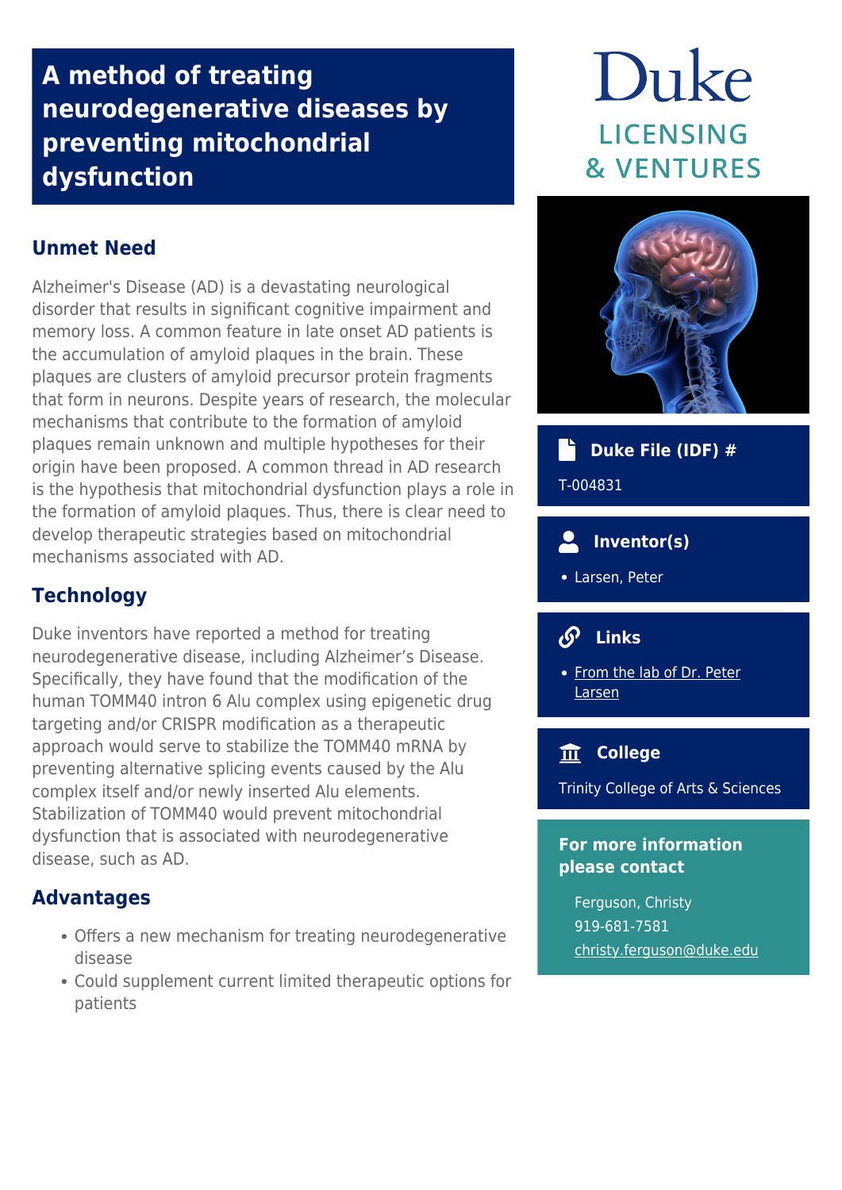# A method of treating neurodegenerative diseases by preventing mitochondrial dysfunction

## Unmet Need

Alzheimer's Disease (AD) is a devastating neurological disorder that results in significant cognitive impairment and memory loss. A common feature in late onset AD patients is the accumulation of amyloid plaques in the brain. These plaques are clusters of amyloid precursor protein fragments that form in neurons. Despite years of research, the molecular mechanisms that contribute to the formation of amyloid plaques remain unknown and multiple hypotheses for their origin have been proposed. A common thread in AD research is the hypothesis that mitochondrial dysfunction plays a role in the formation of amyloid plaques. Thus, there is clear need to develop therapeutic strategies based on mitochondrial mechanisms associated with AD.

## Technology

Duke inventors have reported a method for treating neurodegenerative disease, including Alzheimer's Disease. Specifically, they have found that the modification of the human TOMM40 intron 6 Alu complex using epigenetic drug targeting and/or CRISPR modification as a therapeutic approach would serve to stabilize the TOMM40 mRNA by preventing alternative splicing events caused by the Alu complex itself and/or newly inserted Alu elements. Stabilization of TOMM40 would prevent mitochondrial dysfunction that is associated with neurodegenerative disease, such as AD.

## Advantages

- Offers a new mechanism for treating neurodegenerative disease
- Could supplement current limited therapeutic options for patients

Duke LICENSING & VENTURES

### Duke File (IDF) #

T-004831

### Inventor(s)

- Larsen, Peter

### Links

- From the lab of Dr. Peter Larsen

### College

Trinity College of Arts & Sciences

### For more information please contact

Ferguson, Christy
919-681-7581
christy.ferguson@duke.edu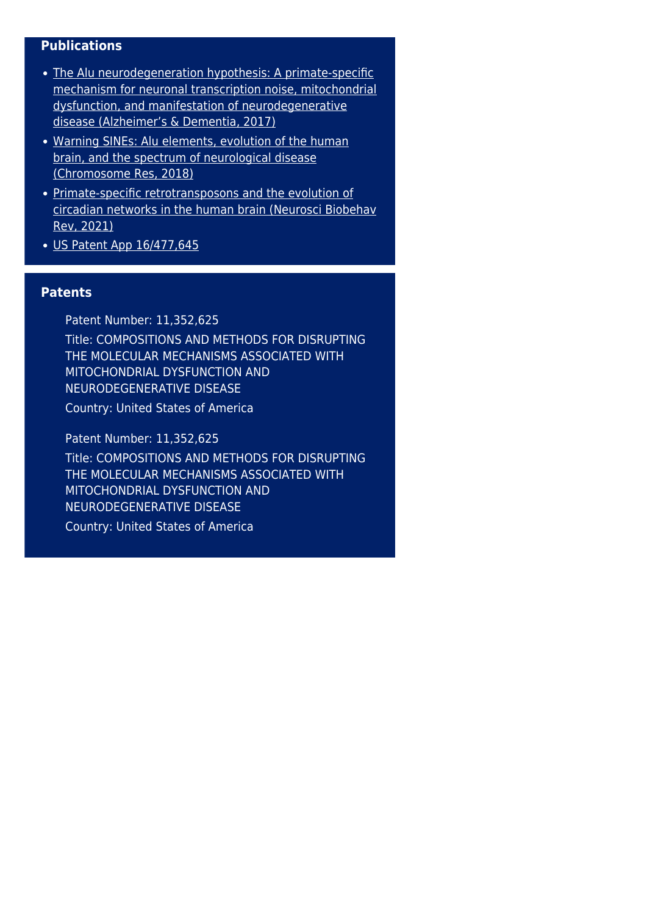## Publications

- The Alu neurodegeneration hypothesis: A primate-specific mechanism for neuronal transcription noise, mitochondrial dysfunction, and manifestation of neurodegenerative disease (Alzheimer's & Dementia, 2017)
- Warning SINEs: Alu elements, evolution of the human brain, and the spectrum of neurological disease (Chromosome Res, 2018)
- Primate-specific retrotransposons and the evolution of circadian networks in the human brain (Neurosci Biobehav Rev, 2021)
- US Patent App 16/477,645

## Patents

Patent Number: 11,352,625

Title: COMPOSITIONS AND METHODS FOR DISRUPTING THE MOLECULAR MECHANISMS ASSOCIATED WITH MITOCHONDRIAL DYSFUNCTION AND NEURODEGENERATIVE DISEASE

Country: United States of America

Patent Number: 11,352,625

Title: COMPOSITIONS AND METHODS FOR DISRUPTING THE MOLECULAR MECHANISMS ASSOCIATED WITH MITOCHONDRIAL DYSFUNCTION AND NEURODEGENERATIVE DISEASE

Country: United States of America